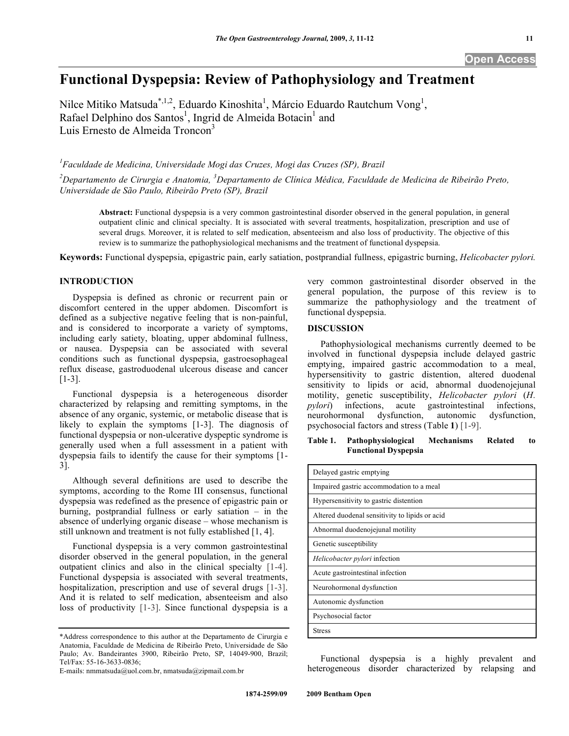# Functional Dyspepsia: Review of Pathophysiology and Treatment

Nilce Mitiko Matsuda[*,1,2], Eduardo Kinoshita[1], Márcio Eduardo Rautchum Vong[1], Rafael Delphino dos Santos[1], Ingrid de Almeida Botacin[1] and Luis Ernesto de Almeida Troncon[3]

[1]Faculdade de Medicina, Universidade Mogi das Cruzes, Mogi das Cruzes (SP), Brazil

[2]Departamento de Cirurgia e Anatomia, [3]Departamento de Clínica Médica, Faculdade de Medicina de Ribeirão Preto, Universidade de São Paulo, Ribeirão Preto (SP), Brazil

**Abstract:** Functional dyspepsia is a very common gastrointestinal disorder observed in the general population, in general outpatient clinic and clinical specialty. It is associated with several treatments, hospitalization, prescription and use of several drugs. Moreover, it is related to self medication, absenteeism and also loss of productivity. The objective of this review is to summarize the pathophysiological mechanisms and the treatment of functional dyspepsia.

**Keywords:** Functional dyspepsia, epigastric pain, early satiation, postprandial fullness, epigastric burning, *Helicobacter pylori.*

## INTRODUCTION

Dyspepsia is defined as chronic or recurrent pain or discomfort centered in the upper abdomen. Discomfort is defined as a subjective negative feeling that is non-painful, and is considered to incorporate a variety of symptoms, including early satiety, bloating, upper abdominal fullness, or nausea. Dyspepsia can be associated with several conditions such as functional dyspepsia, gastroesophageal reflux disease, gastroduodenal ulcerous disease and cancer [1-3].

Functional dyspepsia is a heterogeneous disorder characterized by relapsing and remitting symptoms, in the absence of any organic, systemic, or metabolic disease that is likely to explain the symptoms [1-3]. The diagnosis of functional dyspepsia or non-ulcerative dyspeptic syndrome is generally used when a full assessment in a patient with dyspepsia fails to identify the cause for their symptoms [1-3].

Although several definitions are used to describe the symptoms, according to the Rome III consensus, functional dyspepsia was redefined as the presence of epigastric pain or burning, postprandial fullness or early satiation – in the absence of underlying organic disease – whose mechanism is still unknown and treatment is not fully established [1, 4].

Functional dyspepsia is a very common gastrointestinal disorder observed in the general population, in the general outpatient clinics and also in the clinical specialty [1-4]. Functional dyspepsia is associated with several treatments, hospitalization, prescription and use of several drugs [1-3]. And it is related to self medication, absenteeism and also loss of productivity [1-3]. Since functional dyspepsia is a very common gastrointestinal disorder observed in the general population, the purpose of this review is to summarize the pathophysiology and the treatment of functional dyspepsia.

## DISCUSSION

Pathophysiological mechanisms currently deemed to be involved in functional dyspepsia include delayed gastric emptying, impaired gastric accommodation to a meal, hypersensitivity to gastric distention, altered duodenal sensitivity to lipids or acid, abnormal duodenojejunal motility, genetic susceptibility, *Helicobacter pylori* (*H. pylori*) infections, acute gastrointestinal infections, neurohormonal dysfunction, autonomic dysfunction, psychosocial factors and stress (Table **1**) [1-9].

**Table 1. Pathophysiological Mechanisms Related to Functional Dyspepsia**

| |
|---|
| Delayed gastric emptying |
| Impaired gastric accommodation to a meal |
| Hypersensitivity to gastric distention |
| Altered duodenal sensitivity to lipids or acid |
| Abnormal duodenojejunal motility |
| Genetic susceptibility |
| *Helicobacter pylori* infection |
| Acute gastrointestinal infection |
| Neurohormonal dysfunction |
| Autonomic dysfunction |
| Psychosocial factor |
| Stress |

Functional dyspepsia is a highly prevalent and heterogeneous disorder characterized by relapsing and

*Address correspondence to this author at the Departamento de Cirurgia e Anatomia, Faculdade de Medicina de Ribeirão Preto, Universidade de São Paulo; Av. Bandeirantes 3900, Ribeirão Preto, SP, 14049-900, Brazil; Tel/Fax: 55-16-3633-0836;
E-mails: nmmatsuda@uol.com.br, nmatsuda@zipmail.com.br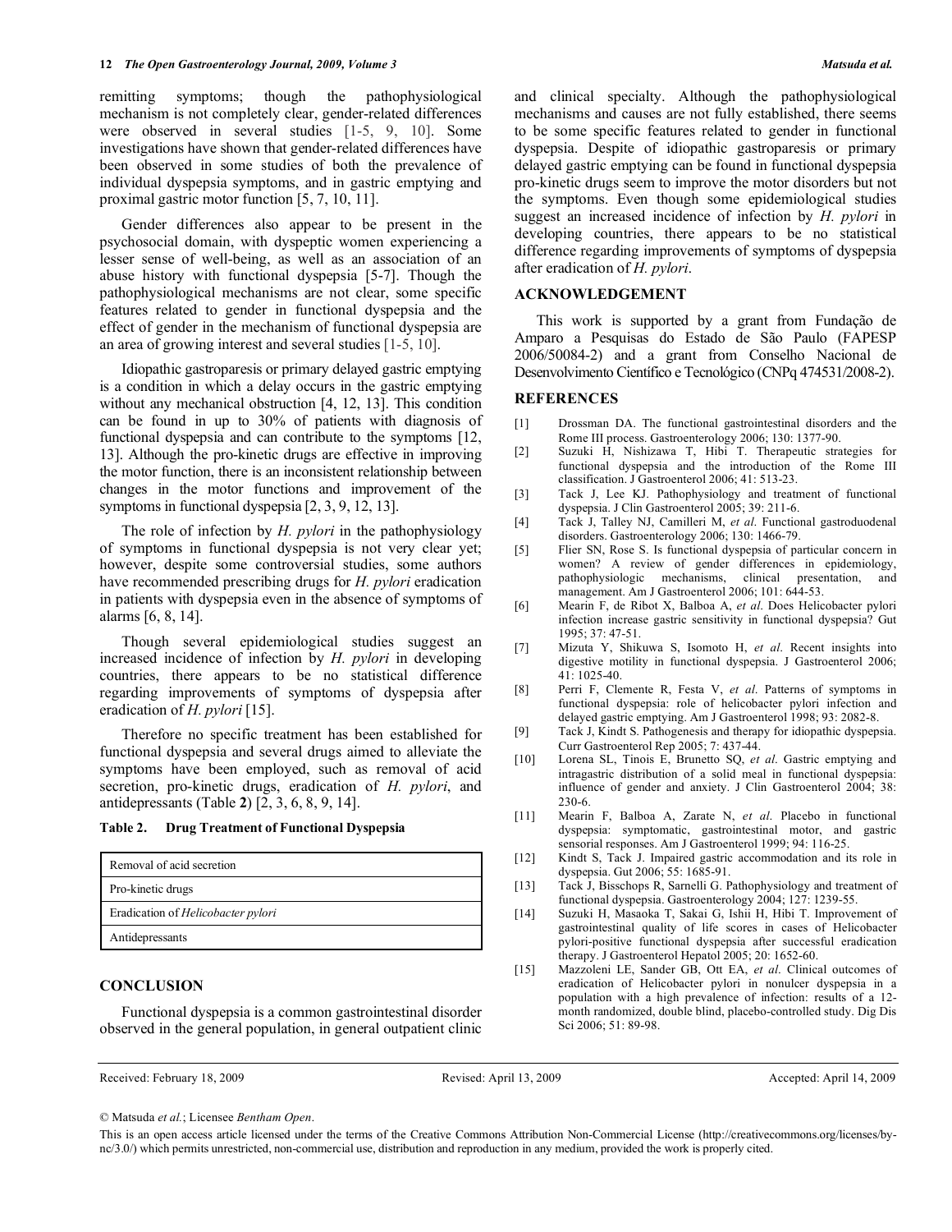remitting symptoms; though the pathophysiological mechanism is not completely clear, gender-related differences were observed in several studies [1-5, 9, 10]. Some investigations have shown that gender-related differences have been observed in some studies of both the prevalence of individual dyspepsia symptoms, and in gastric emptying and proximal gastric motor function [5, 7, 10, 11].

Gender differences also appear to be present in the psychosocial domain, with dyspeptic women experiencing a lesser sense of well-being, as well as an association of an abuse history with functional dyspepsia [5-7]. Though the pathophysiological mechanisms are not clear, some specific features related to gender in functional dyspepsia and the effect of gender in the mechanism of functional dyspepsia are an area of growing interest and several studies [1-5, 10].

Idiopathic gastroparesis or primary delayed gastric emptying is a condition in which a delay occurs in the gastric emptying without any mechanical obstruction [4, 12, 13]. This condition can be found in up to 30% of patients with diagnosis of functional dyspepsia and can contribute to the symptoms [12, 13]. Although the pro-kinetic drugs are effective in improving the motor function, there is an inconsistent relationship between changes in the motor functions and improvement of the symptoms in functional dyspepsia [2, 3, 9, 12, 13].

The role of infection by *H. pylori* in the pathophysiology of symptoms in functional dyspepsia is not very clear yet; however, despite some controversial studies, some authors have recommended prescribing drugs for *H. pylori* eradication in patients with dyspepsia even in the absence of symptoms of alarms [6, 8, 14].

Though several epidemiological studies suggest an increased incidence of infection by *H. pylori* in developing countries, there appears to be no statistical difference regarding improvements of symptoms of dyspepsia after eradication of *H. pylori* [15].

Therefore no specific treatment has been established for functional dyspepsia and several drugs aimed to alleviate the symptoms have been employed, such as removal of acid secretion, pro-kinetic drugs, eradication of *H. pylori*, and antidepressants (Table **2**) [2, 3, 6, 8, 9, 14].

**Table 2. Drug Treatment of Functional Dyspepsia**

| |
|---|
| Removal of acid secretion |
| Pro-kinetic drugs |
| Eradication of *Helicobacter pylori* |
| Antidepressants |

## CONCLUSION

Functional dyspepsia is a common gastrointestinal disorder observed in the general population, in general outpatient clinic and clinical specialty. Although the pathophysiological mechanisms and causes are not fully established, there seems to be some specific features related to gender in functional dyspepsia. Despite of idiopathic gastroparesis or primary delayed gastric emptying can be found in functional dyspepsia pro-kinetic drugs seem to improve the motor disorders but not the symptoms. Even though some epidemiological studies suggest an increased incidence of infection by *H. pylori* in developing countries, there appears to be no statistical difference regarding improvements of symptoms of dyspepsia after eradication of *H. pylori*.

## ACKNOWLEDGEMENT

This work is supported by a grant from Fundação de Amparo a Pesquisas do Estado de São Paulo (FAPESP 2006/50084-2) and a grant from Conselho Nacional de Desenvolvimento Científico e Tecnológico (CNPq 474531/2008-2).

## REFERENCES

[1] Drossman DA. The functional gastrointestinal disorders and the Rome III process. Gastroenterology 2006; 130: 1377-90.

[2] Suzuki H, Nishizawa T, Hibi T. Therapeutic strategies for functional dyspepsia and the introduction of the Rome III classification. J Gastroenterol 2006; 41: 513-23.

[3] Tack J, Lee KJ. Pathophysiology and treatment of functional dyspepsia. J Clin Gastroenterol 2005; 39: 211-6.

[4] Tack J, Talley NJ, Camilleri M, *et al*. Functional gastroduodenal disorders. Gastroenterology 2006; 130: 1466-79.

[5] Flier SN, Rose S. Is functional dyspepsia of particular concern in women? A review of gender differences in epidemiology, pathophysiologic mechanisms, clinical presentation, and management. Am J Gastroenterol 2006; 101: 644-53.

[6] Mearin F, de Ribot X, Balboa A, *et al*. Does Helicobacter pylori infection increase gastric sensitivity in functional dyspepsia? Gut 1995; 37: 47-51.

[7] Mizuta Y, Shikuwa S, Isomoto H, *et al*. Recent insights into digestive motility in functional dyspepsia. J Gastroenterol 2006; 41: 1025-40.

[8] Perri F, Clemente R, Festa V, *et al*. Patterns of symptoms in functional dyspepsia: role of helicobacter pylori infection and delayed gastric emptying. Am J Gastroenterol 1998; 93: 2082-8.

[9] Tack J, Kindt S. Pathogenesis and therapy for idiopathic dyspepsia. Curr Gastroenterol Rep 2005; 7: 437-44.

[10] Lorena SL, Tinois E, Brunetto SQ, *et al*. Gastric emptying and intragastric distribution of a solid meal in functional dyspepsia: influence of gender and anxiety. J Clin Gastroenterol 2004; 38: 230-6.

[11] Mearin F, Balboa A, Zarate N, *et al*. Placebo in functional dyspepsia: symptomatic, gastrointestinal motor, and gastric sensorial responses. Am J Gastroenterol 1999; 94: 116-25.

[12] Kindt S, Tack J. Impaired gastric accommodation and its role in dyspepsia. Gut 2006; 55: 1685-91.

[13] Tack J, Bisschops R, Sarnelli G. Pathophysiology and treatment of functional dyspepsia. Gastroenterology 2004; 127: 1239-55.

[14] Suzuki H, Masaoka T, Sakai G, Ishii H, Hibi T. Improvement of gastrointestinal quality of life scores in cases of Helicobacter pylori-positive functional dyspepsia after successful eradication therapy. J Gastroenterol Hepatol 2005; 20: 1652-60.

[15] Mazzoleni LE, Sander GB, Ott EA, *et al*. Clinical outcomes of eradication of Helicobacter pylori in nonulcer dyspepsia in a population with a high prevalence of infection: results of a 12-month randomized, double blind, placebo-controlled study. Dig Dis Sci 2006; 51: 89-98.

Received: February 18, 2009 Revised: April 13, 2009 Accepted: April 14, 2009

© Matsuda *et al.*; Licensee *Bentham Open*.

This is an open access article licensed under the terms of the Creative Commons Attribution Non-Commercial License (http://creativecommons.org/licenses/by-nc/3.0/) which permits unrestricted, non-commercial use, distribution and reproduction in any medium, provided the work is properly cited.